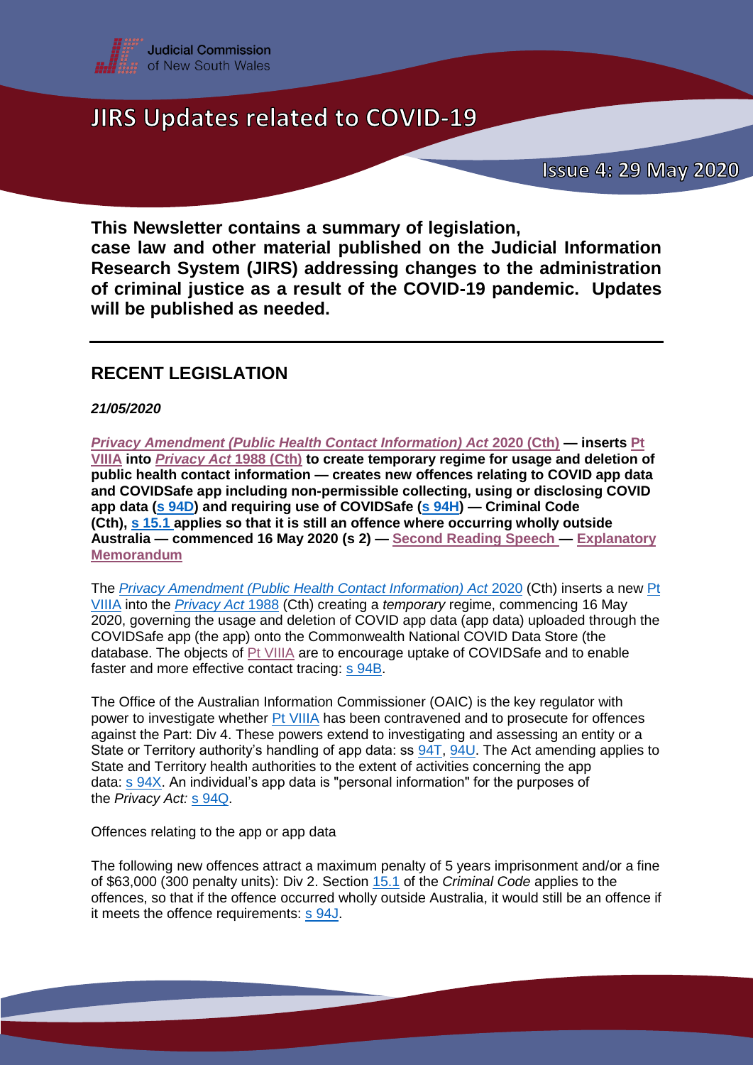Judicial Commission of New South Wales

# JIRS Updates related to COVID-19

Issue 4: 29 May 2020

**This Newsletter contains a summary of legislation, case law and other material published on the Judicial Information Research System (JIRS) addressing changes to the administration of criminal justice as a result of the COVID-19 pandemic. Updates will be published as needed.**

---

## RECENT LEGISLATION

***21/05/2020***

***Privacy Amendment (Public Health Contact Information) Act* 2020 (Cth) — inserts Pt VIIIA into *Privacy Act* 1988 (Cth) to create temporary regime for usage and deletion of public health contact information — creates new offences relating to COVID app data and COVIDSafe app including non-permissible collecting, using or disclosing COVID app data (s 94D) and requiring use of COVIDSafe (s 94H) — Criminal Code (Cth), s 15.1 applies so that it is still an offence where occurring wholly outside Australia — commenced 16 May 2020 (s 2) — Second Reading Speech — Explanatory Memorandum**

The *Privacy Amendment (Public Health Contact Information) Act* 2020 (Cth) inserts a new Pt VIIIA into the *Privacy Act* 1988 (Cth) creating a *temporary* regime, commencing 16 May 2020, governing the usage and deletion of COVID app data (app data) uploaded through the COVIDSafe app (the app) onto the Commonwealth National COVID Data Store (the database). The objects of Pt VIIIA are to encourage uptake of COVIDSafe and to enable faster and more effective contact tracing: s 94B.

The Office of the Australian Information Commissioner (OAIC) is the key regulator with power to investigate whether Pt VIIIA has been contravened and to prosecute for offences against the Part: Div 4. These powers extend to investigating and assessing an entity or a State or Territory authority's handling of app data: ss 94T, 94U. The Act amending applies to State and Territory health authorities to the extent of activities concerning the app data: s 94X. An individual's app data is "personal information" for the purposes of the *Privacy Act:* s 94Q.

Offences relating to the app or app data

The following new offences attract a maximum penalty of 5 years imprisonment and/or a fine of $63,000 (300 penalty units): Div 2. Section 15.1 of the *Criminal Code* applies to the offences, so that if the offence occurred wholly outside Australia, it would still be an offence if it meets the offence requirements: s 94J.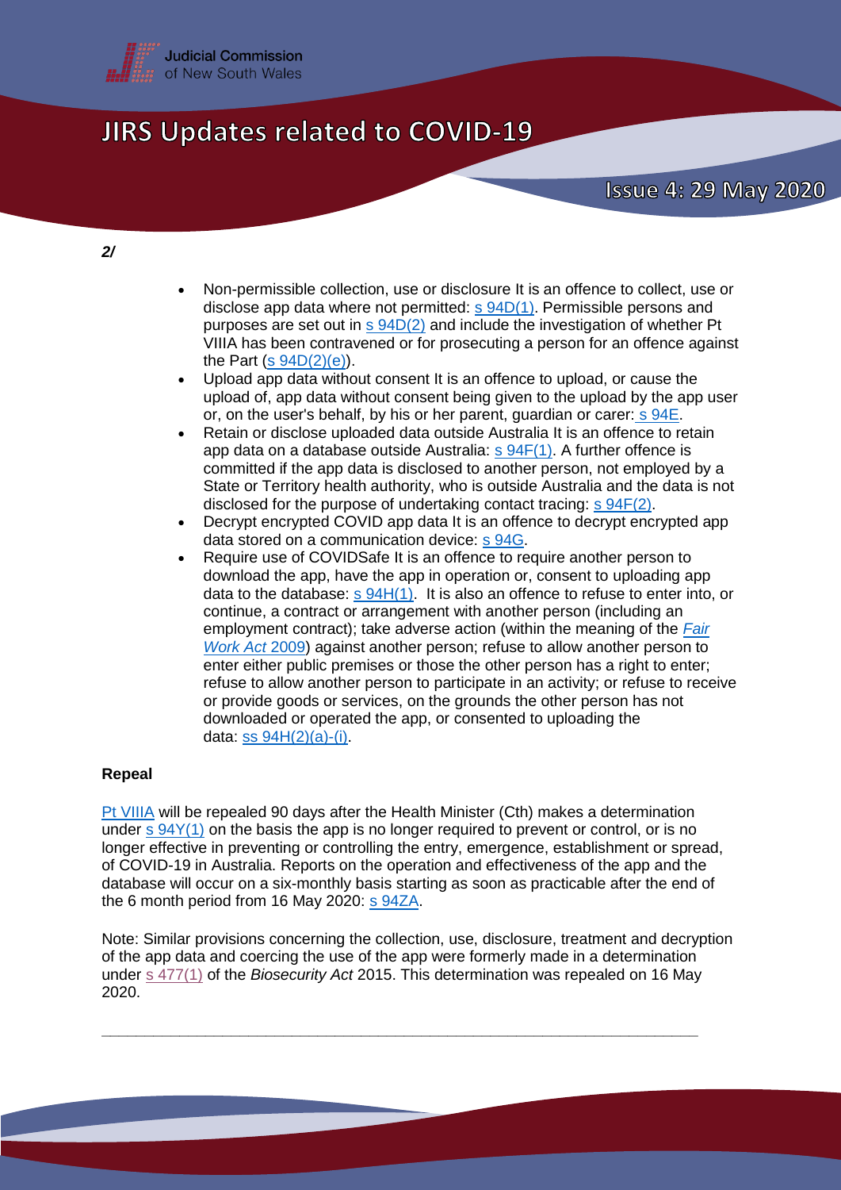*2/*

- Non-permissible collection, use or disclosure It is an offence to collect, use or disclose app data where not permitted: s 94D(1). Permissible persons and purposes are set out in s 94D(2) and include the investigation of whether Pt VIIIA has been contravened or for prosecuting a person for an offence against the Part (s 94D(2)(e)).
- Upload app data without consent It is an offence to upload, or cause the upload of, app data without consent being given to the upload by the app user or, on the user's behalf, by his or her parent, guardian or carer: s 94E.
- Retain or disclose uploaded data outside Australia It is an offence to retain app data on a database outside Australia: s 94F(1). A further offence is committed if the app data is disclosed to another person, not employed by a State or Territory health authority, who is outside Australia and the data is not disclosed for the purpose of undertaking contact tracing: s 94F(2).
- Decrypt encrypted COVID app data It is an offence to decrypt encrypted app data stored on a communication device: s 94G.
- Require use of COVIDSafe It is an offence to require another person to download the app, have the app in operation or, consent to uploading app data to the database: s 94H(1). It is also an offence to refuse to enter into, or continue, a contract or arrangement with another person (including an employment contract); take adverse action (within the meaning of the *Fair Work Act* 2009) against another person; refuse to allow another person to enter either public premises or those the other person has a right to enter; refuse to allow another person to participate in an activity; or refuse to receive or provide goods or services, on the grounds the other person has not downloaded or operated the app, or consented to uploading the data: ss 94H(2)(a)-(i).

**Repeal**

Pt VIIIA will be repealed 90 days after the Health Minister (Cth) makes a determination under s 94Y(1) on the basis the app is no longer required to prevent or control, or is no longer effective in preventing or controlling the entry, emergence, establishment or spread, of COVID-19 in Australia. Reports on the operation and effectiveness of the app and the database will occur on a six-monthly basis starting as soon as practicable after the end of the 6 month period from 16 May 2020: s 94ZA.

Note: Similar provisions concerning the collection, use, disclosure, treatment and decryption of the app data and coercing the use of the app were formerly made in a determination under s 477(1) of the *Biosecurity Act* 2015. This determination was repealed on 16 May 2020.

---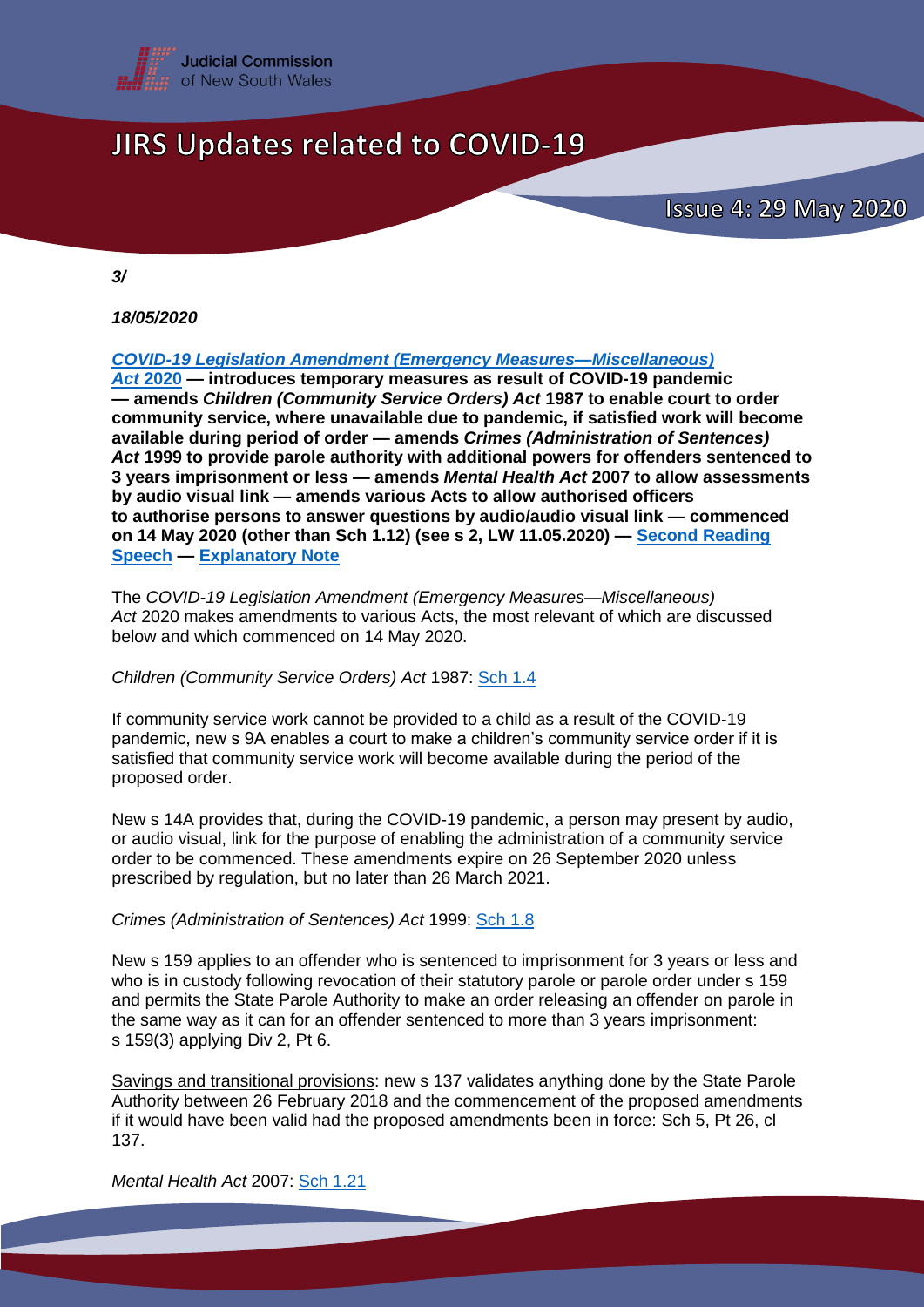*3/*

*18/05/2020*

***COVID-19 Legislation Amendment (Emergency Measures—Miscellaneous) Act* 2020 — introduces temporary measures as result of COVID-19 pandemic — amends *Children (Community Service Orders) Act* 1987 to enable court to order community service, where unavailable due to pandemic, if satisfied work will become available during period of order — amends *Crimes (Administration of Sentences) Act* 1999 to provide parole authority with additional powers for offenders sentenced to 3 years imprisonment or less — amends *Mental Health Act* 2007 to allow assessments by audio visual link — amends various Acts to allow authorised officers to authorise persons to answer questions by audio/audio visual link — commenced on 14 May 2020 (other than Sch 1.12) (see s 2, LW 11.05.2020) — Second Reading Speech — Explanatory Note**

The *COVID-19 Legislation Amendment (Emergency Measures—Miscellaneous) Act* 2020 makes amendments to various Acts, the most relevant of which are discussed below and which commenced on 14 May 2020.

*Children (Community Service Orders) Act* 1987: Sch 1.4

If community service work cannot be provided to a child as a result of the COVID-19 pandemic, new s 9A enables a court to make a children's community service order if it is satisfied that community service work will become available during the period of the proposed order.

New s 14A provides that, during the COVID-19 pandemic, a person may present by audio, or audio visual, link for the purpose of enabling the administration of a community service order to be commenced. These amendments expire on 26 September 2020 unless prescribed by regulation, but no later than 26 March 2021.

*Crimes (Administration of Sentences) Act* 1999: Sch 1.8

New s 159 applies to an offender who is sentenced to imprisonment for 3 years or less and who is in custody following revocation of their statutory parole or parole order under s 159 and permits the State Parole Authority to make an order releasing an offender on parole in the same way as it can for an offender sentenced to more than 3 years imprisonment: s 159(3) applying Div 2, Pt 6.

Savings and transitional provisions: new s 137 validates anything done by the State Parole Authority between 26 February 2018 and the commencement of the proposed amendments if it would have been valid had the proposed amendments been in force: Sch 5, Pt 26, cl 137.

*Mental Health Act* 2007: Sch 1.21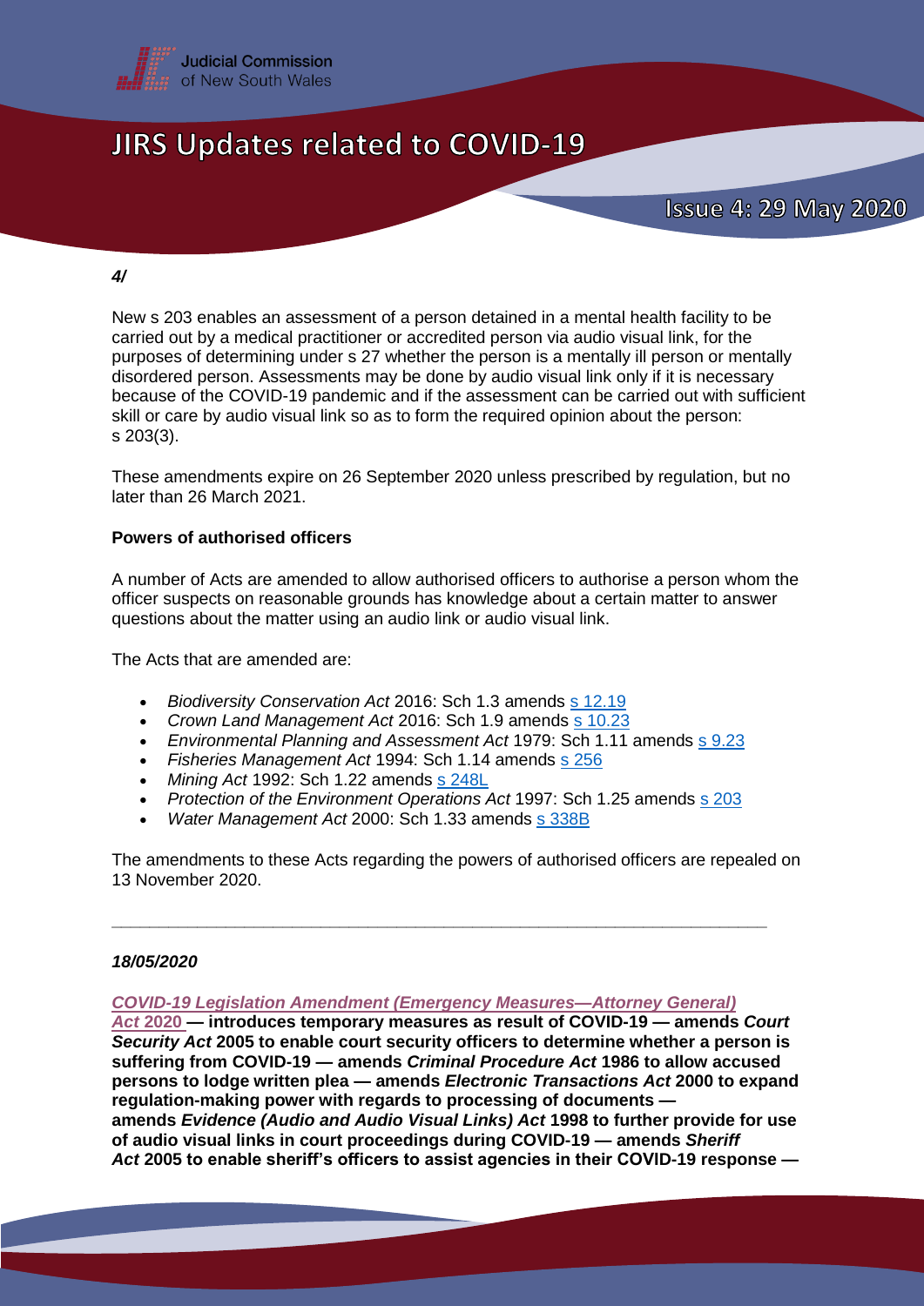*4/*

New s 203 enables an assessment of a person detained in a mental health facility to be carried out by a medical practitioner or accredited person via audio visual link, for the purposes of determining under s 27 whether the person is a mentally ill person or mentally disordered person. Assessments may be done by audio visual link only if it is necessary because of the COVID-19 pandemic and if the assessment can be carried out with sufficient skill or care by audio visual link so as to form the required opinion about the person: s 203(3).

These amendments expire on 26 September 2020 unless prescribed by regulation, but no later than 26 March 2021.

**Powers of authorised officers**

A number of Acts are amended to allow authorised officers to authorise a person whom the officer suspects on reasonable grounds has knowledge about a certain matter to answer questions about the matter using an audio link or audio visual link.

The Acts that are amended are:

- *Biodiversity Conservation Act* 2016: Sch 1.3 amends s 12.19
- *Crown Land Management Act* 2016: Sch 1.9 amends s 10.23
- *Environmental Planning and Assessment Act* 1979: Sch 1.11 amends s 9.23
- *Fisheries Management Act* 1994: Sch 1.14 amends s 256
- *Mining Act* 1992: Sch 1.22 amends s 248L
- *Protection of the Environment Operations Act* 1997: Sch 1.25 amends s 203
- *Water Management Act* 2000: Sch 1.33 amends s 338B

The amendments to these Acts regarding the powers of authorised officers are repealed on 13 November 2020.

---

*18/05/2020*

***COVID-19 Legislation Amendment (Emergency Measures—Attorney General) Act 2020*** **— introduces temporary measures as result of COVID-19 — amends *Court Security Act* 2005 to enable court security officers to determine whether a person is suffering from COVID-19 — amends *Criminal Procedure Act* 1986 to allow accused persons to lodge written plea — amends *Electronic Transactions Act* 2000 to expand regulation-making power with regards to processing of documents — amends *Evidence (Audio and Audio Visual Links) Act* 1998 to further provide for use of audio visual links in court proceedings during COVID-19 — amends *Sheriff Act* 2005 to enable sheriff's officers to assist agencies in their COVID-19 response —**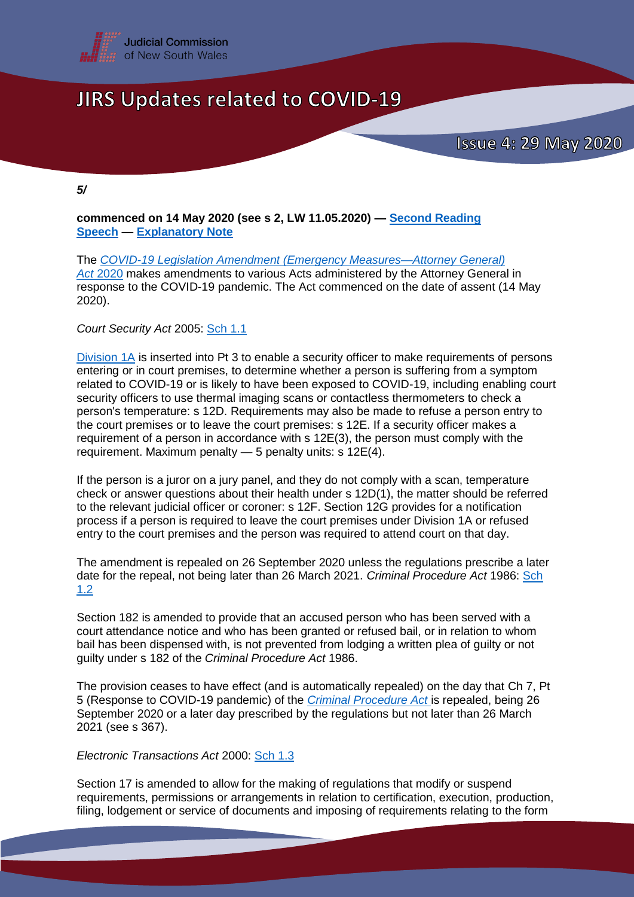*5/*

**commenced on 14 May 2020 (see s 2, LW 11.05.2020) — Second Reading Speech — Explanatory Note**

The *COVID-19 Legislation Amendment (Emergency Measures—Attorney General) Act* 2020 makes amendments to various Acts administered by the Attorney General in response to the COVID-19 pandemic. The Act commenced on the date of assent (14 May 2020).

*Court Security Act* 2005: Sch 1.1

Division 1A is inserted into Pt 3 to enable a security officer to make requirements of persons entering or in court premises, to determine whether a person is suffering from a symptom related to COVID-19 or is likely to have been exposed to COVID-19, including enabling court security officers to use thermal imaging scans or contactless thermometers to check a person's temperature: s 12D. Requirements may also be made to refuse a person entry to the court premises or to leave the court premises: s 12E. If a security officer makes a requirement of a person in accordance with s 12E(3), the person must comply with the requirement. Maximum penalty — 5 penalty units: s 12E(4).

If the person is a juror on a jury panel, and they do not comply with a scan, temperature check or answer questions about their health under s 12D(1), the matter should be referred to the relevant judicial officer or coroner: s 12F. Section 12G provides for a notification process if a person is required to leave the court premises under Division 1A or refused entry to the court premises and the person was required to attend court on that day.

The amendment is repealed on 26 September 2020 unless the regulations prescribe a later date for the repeal, not being later than 26 March 2021. *Criminal Procedure Act* 1986: Sch 1.2

Section 182 is amended to provide that an accused person who has been served with a court attendance notice and who has been granted or refused bail, or in relation to whom bail has been dispensed with, is not prevented from lodging a written plea of guilty or not guilty under s 182 of the *Criminal Procedure Act* 1986.

The provision ceases to have effect (and is automatically repealed) on the day that Ch 7, Pt 5 (Response to COVID-19 pandemic) of the *Criminal Procedure Act* is repealed, being 26 September 2020 or a later day prescribed by the regulations but not later than 26 March 2021 (see s 367).

*Electronic Transactions Act* 2000: Sch 1.3

Section 17 is amended to allow for the making of regulations that modify or suspend requirements, permissions or arrangements in relation to certification, execution, production, filing, lodgement or service of documents and imposing of requirements relating to the form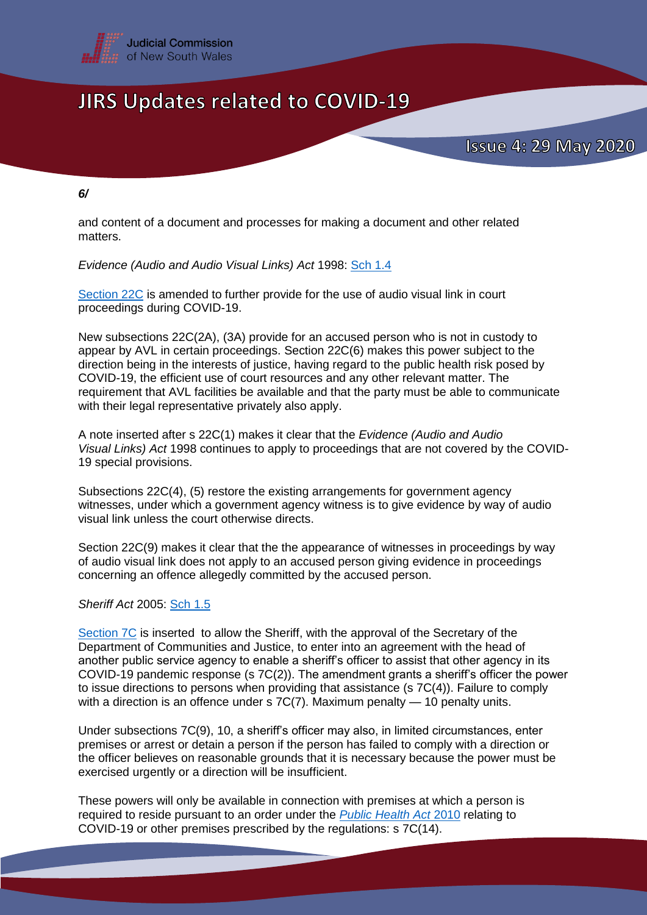*6/*

and content of a document and processes for making a document and other related matters.

*Evidence (Audio and Audio Visual Links) Act* 1998: Sch 1.4

Section 22C is amended to further provide for the use of audio visual link in court proceedings during COVID-19.

New subsections 22C(2A), (3A) provide for an accused person who is not in custody to appear by AVL in certain proceedings. Section 22C(6) makes this power subject to the direction being in the interests of justice, having regard to the public health risk posed by COVID-19, the efficient use of court resources and any other relevant matter. The requirement that AVL facilities be available and that the party must be able to communicate with their legal representative privately also apply.

A note inserted after s 22C(1) makes it clear that the *Evidence (Audio and Audio Visual Links) Act* 1998 continues to apply to proceedings that are not covered by the COVID-19 special provisions.

Subsections 22C(4), (5) restore the existing arrangements for government agency witnesses, under which a government agency witness is to give evidence by way of audio visual link unless the court otherwise directs.

Section 22C(9) makes it clear that the the appearance of witnesses in proceedings by way of audio visual link does not apply to an accused person giving evidence in proceedings concerning an offence allegedly committed by the accused person.

*Sheriff Act* 2005: Sch 1.5

Section 7C is inserted to allow the Sheriff, with the approval of the Secretary of the Department of Communities and Justice, to enter into an agreement with the head of another public service agency to enable a sheriff's officer to assist that other agency in its COVID-19 pandemic response (s 7C(2)). The amendment grants a sheriff's officer the power to issue directions to persons when providing that assistance (s 7C(4)). Failure to comply with a direction is an offence under s 7C(7). Maximum penalty — 10 penalty units.

Under subsections 7C(9), 10, a sheriff's officer may also, in limited circumstances, enter premises or arrest or detain a person if the person has failed to comply with a direction or the officer believes on reasonable grounds that it is necessary because the power must be exercised urgently or a direction will be insufficient.

These powers will only be available in connection with premises at which a person is required to reside pursuant to an order under the *Public Health Act* 2010 relating to COVID-19 or other premises prescribed by the regulations: s 7C(14).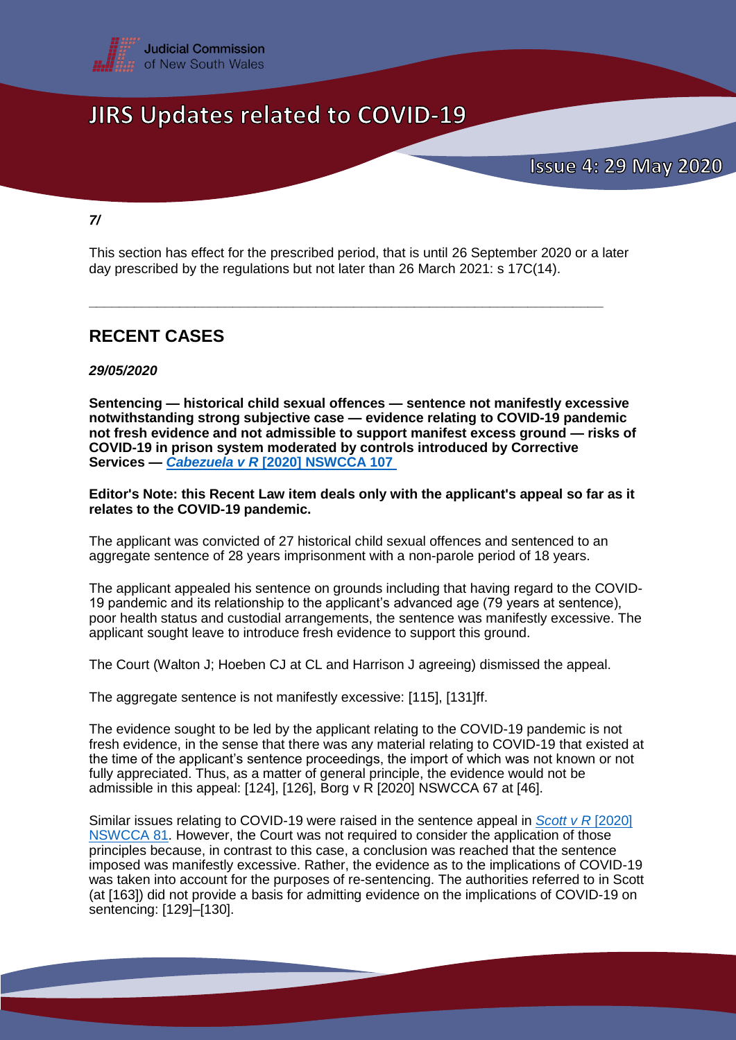This section has effect for the prescribed period, that is until 26 September 2020 or a later day prescribed by the regulations but not later than 26 March 2021: s 17C(14).

---

## RECENT CASES

***29/05/2020***

**Sentencing — historical child sexual offences — sentence not manifestly excessive notwithstanding strong subjective case — evidence relating to COVID-19 pandemic not fresh evidence and not admissible to support manifest excess ground — risks of COVID-19 in prison system moderated by controls introduced by Corrective Services — *Cabezuela v R* [2020] NSWCCA 107**

**Editor's Note: this Recent Law item deals only with the applicant's appeal so far as it relates to the COVID-19 pandemic.**

The applicant was convicted of 27 historical child sexual offences and sentenced to an aggregate sentence of 28 years imprisonment with a non-parole period of 18 years.

The applicant appealed his sentence on grounds including that having regard to the COVID-19 pandemic and its relationship to the applicant's advanced age (79 years at sentence), poor health status and custodial arrangements, the sentence was manifestly excessive. The applicant sought leave to introduce fresh evidence to support this ground.

The Court (Walton J; Hoeben CJ at CL and Harrison J agreeing) dismissed the appeal.

The aggregate sentence is not manifestly excessive: [115], [131]ff.

The evidence sought to be led by the applicant relating to the COVID-19 pandemic is not fresh evidence, in the sense that there was any material relating to COVID-19 that existed at the time of the applicant's sentence proceedings, the import of which was not known or not fully appreciated. Thus, as a matter of general principle, the evidence would not be admissible in this appeal: [124], [126], Borg v R [2020] NSWCCA 67 at [46].

Similar issues relating to COVID-19 were raised in the sentence appeal in *Scott v R* [2020] NSWCCA 81. However, the Court was not required to consider the application of those principles because, in contrast to this case, a conclusion was reached that the sentence imposed was manifestly excessive. Rather, the evidence as to the implications of COVID-19 was taken into account for the purposes of re-sentencing. The authorities referred to in Scott (at [163]) did not provide a basis for admitting evidence on the implications of COVID-19 on sentencing: [129]–[130].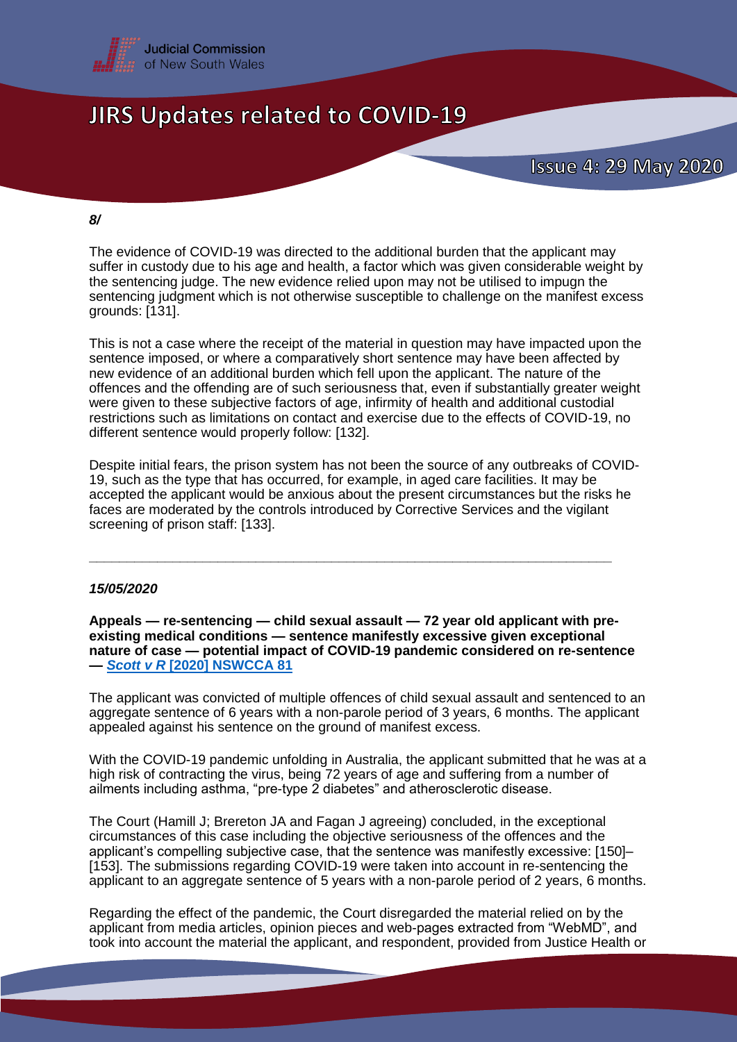*8/*

The evidence of COVID-19 was directed to the additional burden that the applicant may suffer in custody due to his age and health, a factor which was given considerable weight by the sentencing judge. The new evidence relied upon may not be utilised to impugn the sentencing judgment which is not otherwise susceptible to challenge on the manifest excess grounds: [131].

This is not a case where the receipt of the material in question may have impacted upon the sentence imposed, or where a comparatively short sentence may have been affected by new evidence of an additional burden which fell upon the applicant. The nature of the offences and the offending are of such seriousness that, even if substantially greater weight were given to these subjective factors of age, infirmity of health and additional custodial restrictions such as limitations on contact and exercise due to the effects of COVID-19, no different sentence would properly follow: [132].

Despite initial fears, the prison system has not been the source of any outbreaks of COVID-19, such as the type that has occurred, for example, in aged care facilities. It may be accepted the applicant would be anxious about the present circumstances but the risks he faces are moderated by the controls introduced by Corrective Services and the vigilant screening of prison staff: [133].

---

***15/05/2020***

**Appeals — re-sentencing — child sexual assault — 72 year old applicant with pre-existing medical conditions — sentence manifestly excessive given exceptional nature of case — potential impact of COVID-19 pandemic considered on re-sentence — *Scott v R* [2020] NSWCCA 81**

The applicant was convicted of multiple offences of child sexual assault and sentenced to an aggregate sentence of 6 years with a non-parole period of 3 years, 6 months. The applicant appealed against his sentence on the ground of manifest excess.

With the COVID-19 pandemic unfolding in Australia, the applicant submitted that he was at a high risk of contracting the virus, being 72 years of age and suffering from a number of ailments including asthma, "pre-type 2 diabetes" and atherosclerotic disease.

The Court (Hamill J; Brereton JA and Fagan J agreeing) concluded, in the exceptional circumstances of this case including the objective seriousness of the offences and the applicant's compelling subjective case, that the sentence was manifestly excessive: [150]–[153]. The submissions regarding COVID-19 were taken into account in re-sentencing the applicant to an aggregate sentence of 5 years with a non-parole period of 2 years, 6 months.

Regarding the effect of the pandemic, the Court disregarded the material relied on by the applicant from media articles, opinion pieces and web-pages extracted from "WebMD", and took into account the material the applicant, and respondent, provided from Justice Health or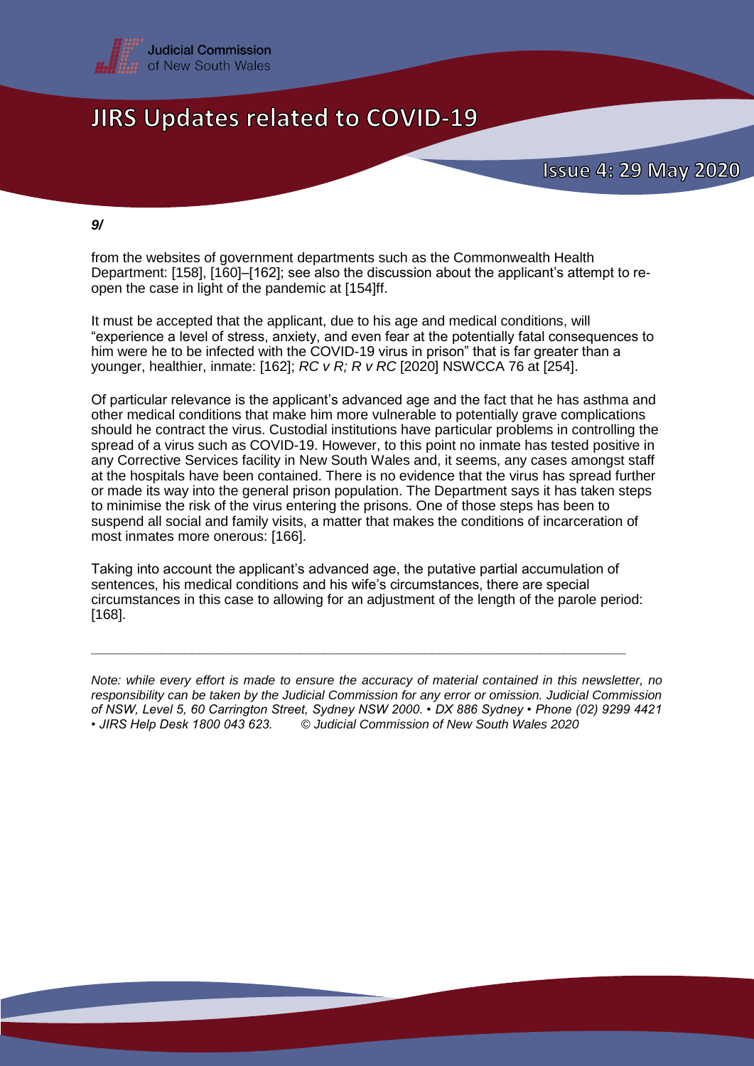from the websites of government departments such as the Commonwealth Health Department: [158], [160]–[162]; see also the discussion about the applicant's attempt to re-open the case in light of the pandemic at [154]ff.

It must be accepted that the applicant, due to his age and medical conditions, will "experience a level of stress, anxiety, and even fear at the potentially fatal consequences to him were he to be infected with the COVID-19 virus in prison" that is far greater than a younger, healthier, inmate: [162]; *RC v R; R v RC* [2020] NSWCCA 76 at [254].

Of particular relevance is the applicant's advanced age and the fact that he has asthma and other medical conditions that make him more vulnerable to potentially grave complications should he contract the virus. Custodial institutions have particular problems in controlling the spread of a virus such as COVID-19. However, to this point no inmate has tested positive in any Corrective Services facility in New South Wales and, it seems, any cases amongst staff at the hospitals have been contained. There is no evidence that the virus has spread further or made its way into the general prison population. The Department says it has taken steps to minimise the risk of the virus entering the prisons. One of those steps has been to suspend all social and family visits, a matter that makes the conditions of incarceration of most inmates more onerous: [166].

Taking into account the applicant's advanced age, the putative partial accumulation of sentences, his medical conditions and his wife's circumstances, there are special circumstances in this case to allowing for an adjustment of the length of the parole period: [168].

---

*Note: while every effort is made to ensure the accuracy of material contained in this newsletter, no responsibility can be taken by the Judicial Commission for any error or omission. Judicial Commission of NSW, Level 5, 60 Carrington Street, Sydney NSW 2000. • DX 886 Sydney • Phone (02) 9299 4421 • JIRS Help Desk 1800 043 623. © Judicial Commission of New South Wales 2020*